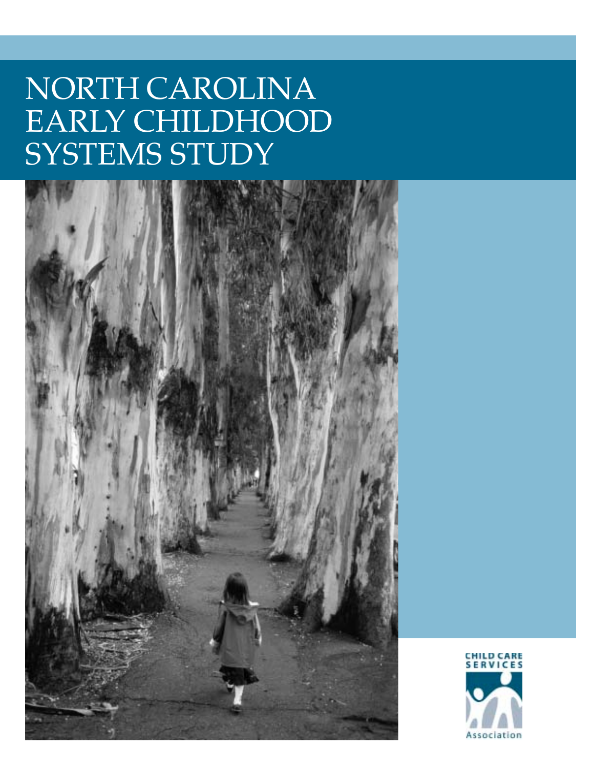# NORTH CAROLINA EARLY CHILDHOOD SYSTEMS STUDY

CHILD CARE SERVICES Association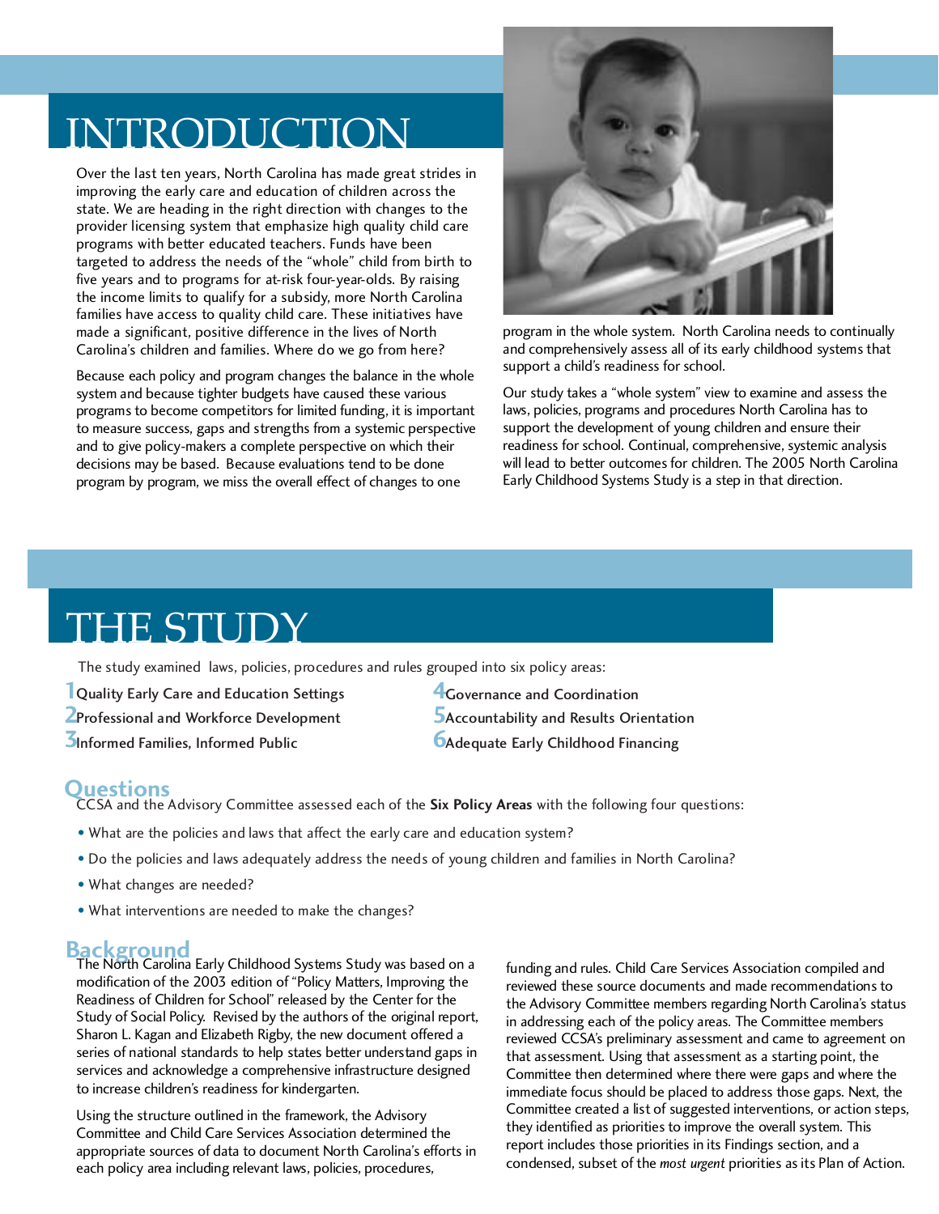# INTRODUCTION

Over the last ten years, North Carolina has made great strides in improving the early care and education of children across the state. We are heading in the right direction with changes to the provider licensing system that emphasize high quality child care programs with better educated teachers. Funds have been targeted to address the needs of the "whole" child from birth to five years and to programs for at-risk four-year-olds. By raising the income limits to qualify for a subsidy, more North Carolina families have access to quality child care. These initiatives have made a significant, positive difference in the lives of North Carolina's children and families. Where do we go from here?

Because each policy and program changes the balance in the whole system and because tighter budgets have caused these various programs to become competitors for limited funding, it is important to measure success, gaps and strengths from a systemic perspective and to give policy-makers a complete perspective on which their decisions may be based. Because evaluations tend to be done program by program, we miss the overall effect of changes to one program in the whole system. North Carolina needs to continually and comprehensively assess all of its early childhood systems that support a child's readiness for school.

Our study takes a "whole system" view to examine and assess the laws, policies, programs and procedures North Carolina has to support the development of young children and ensure their readiness for school. Continual, comprehensive, systemic analysis will lead to better outcomes for children. The 2005 North Carolina Early Childhood Systems Study is a step in that direction.

# THE STUDY

The study examined laws, policies, procedures and rules grouped into six policy areas:

1. Quality Early Care and Education Settings
2. Professional and Workforce Development
3. Informed Families, Informed Public
4. Governance and Coordination
5. Accountability and Results Orientation
6. Adequate Early Childhood Financing

## Questions

CCSA and the Advisory Committee assessed each of the **Six Policy Areas** with the following four questions:

- What are the policies and laws that affect the early care and education system?
- Do the policies and laws adequately address the needs of young children and families in North Carolina?
- What changes are needed?
- What interventions are needed to make the changes?

## Background

The North Carolina Early Childhood Systems Study was based on a modification of the 2003 edition of "Policy Matters, Improving the Readiness of Children for School" released by the Center for the Study of Social Policy. Revised by the authors of the original report, Sharon L. Kagan and Elizabeth Rigby, the new document offered a series of national standards to help states better understand gaps in services and acknowledge a comprehensive infrastructure designed to increase children's readiness for kindergarten.

Using the structure outlined in the framework, the Advisory Committee and Child Care Services Association determined the appropriate sources of data to document North Carolina's efforts in each policy area including relevant laws, policies, procedures, funding and rules. Child Care Services Association compiled and reviewed these source documents and made recommendations to the Advisory Committee members regarding North Carolina's status in addressing each of the policy areas. The Committee members reviewed CCSA's preliminary assessment and came to agreement on that assessment. Using that assessment as a starting point, the Committee then determined where there were gaps and where the immediate focus should be placed to address those gaps. Next, the Committee created a list of suggested interventions, or action steps, they identified as priorities to improve the overall system. This report includes those priorities in its Findings section, and a condensed, subset of the *most urgent* priorities as its Plan of Action.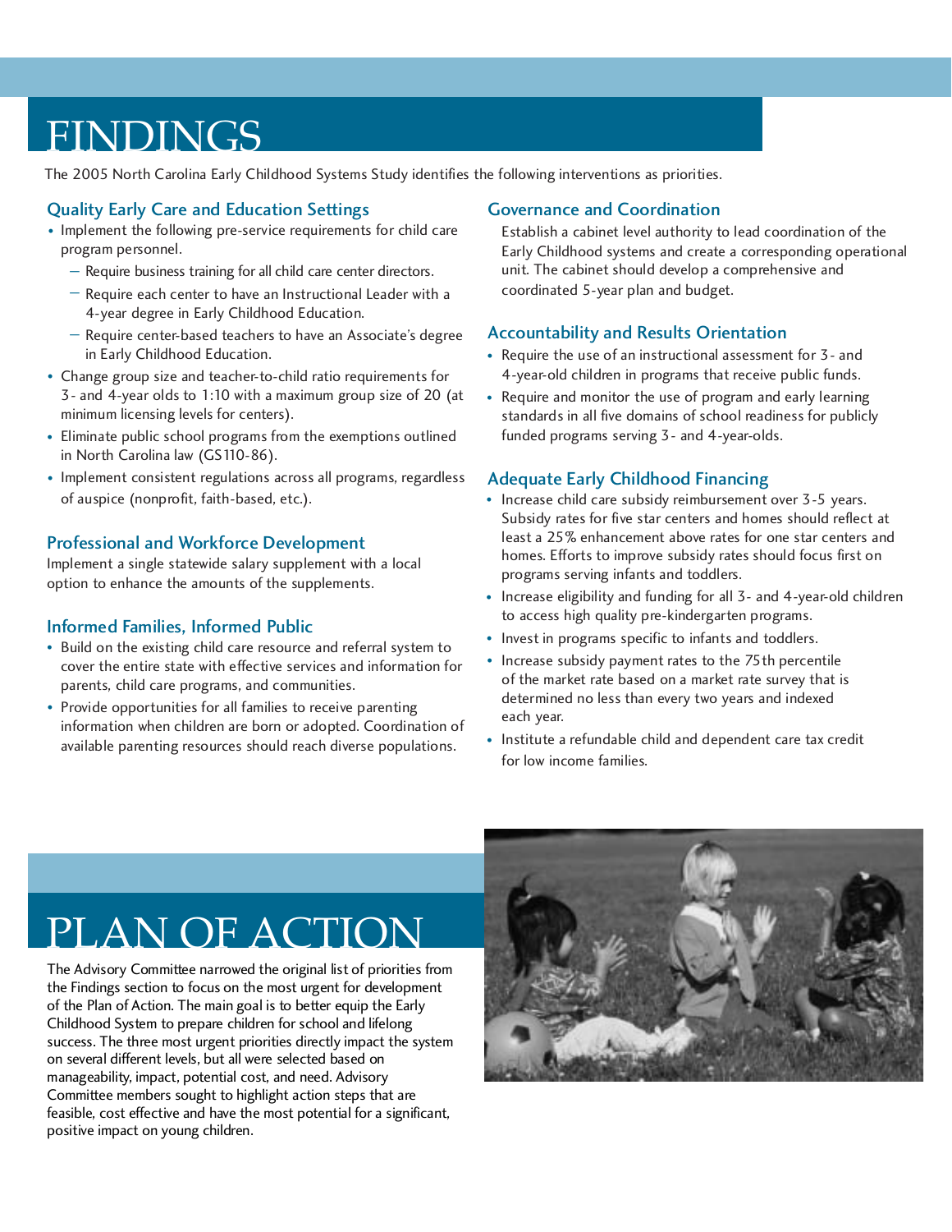# FINDINGS

The 2005 North Carolina Early Childhood Systems Study identifies the following interventions as priorities.

## Quality Early Care and Education Settings

- Implement the following pre-service requirements for child care program personnel.
  - Require business training for all child care center directors.
  - Require each center to have an Instructional Leader with a 4-year degree in Early Childhood Education.
  - Require center-based teachers to have an Associate's degree in Early Childhood Education.
- Change group size and teacher-to-child ratio requirements for 3- and 4-year olds to 1:10 with a maximum group size of 20 (at minimum licensing levels for centers).
- Eliminate public school programs from the exemptions outlined in North Carolina law (GS110-86).
- Implement consistent regulations across all programs, regardless of auspice (nonprofit, faith-based, etc.).

## Professional and Workforce Development

Implement a single statewide salary supplement with a local option to enhance the amounts of the supplements.

## Informed Families, Informed Public

- Build on the existing child care resource and referral system to cover the entire state with effective services and information for parents, child care programs, and communities.
- Provide opportunities for all families to receive parenting information when children are born or adopted. Coordination of available parenting resources should reach diverse populations.

## Governance and Coordination

Establish a cabinet level authority to lead coordination of the Early Childhood systems and create a corresponding operational unit. The cabinet should develop a comprehensive and coordinated 5-year plan and budget.

## Accountability and Results Orientation

- Require the use of an instructional assessment for 3- and 4-year-old children in programs that receive public funds.
- Require and monitor the use of program and early learning standards in all five domains of school readiness for publicly funded programs serving 3- and 4-year-olds.

## Adequate Early Childhood Financing

- Increase child care subsidy reimbursement over 3-5 years. Subsidy rates for five star centers and homes should reflect at least a 25% enhancement above rates for one star centers and homes. Efforts to improve subsidy rates should focus first on programs serving infants and toddlers.
- Increase eligibility and funding for all 3- and 4-year-old children to access high quality pre-kindergarten programs.
- Invest in programs specific to infants and toddlers.
- Increase subsidy payment rates to the 75th percentile of the market rate based on a market rate survey that is determined no less than every two years and indexed each year.
- Institute a refundable child and dependent care tax credit for low income families.

# PLAN OF ACTION

The Advisory Committee narrowed the original list of priorities from the Findings section to focus on the most urgent for development of the Plan of Action. The main goal is to better equip the Early Childhood System to prepare children for school and lifelong success. The three most urgent priorities directly impact the system on several different levels, but all were selected based on manageability, impact, potential cost, and need. Advisory Committee members sought to highlight action steps that are feasible, cost effective and have the most potential for a significant, positive impact on young children.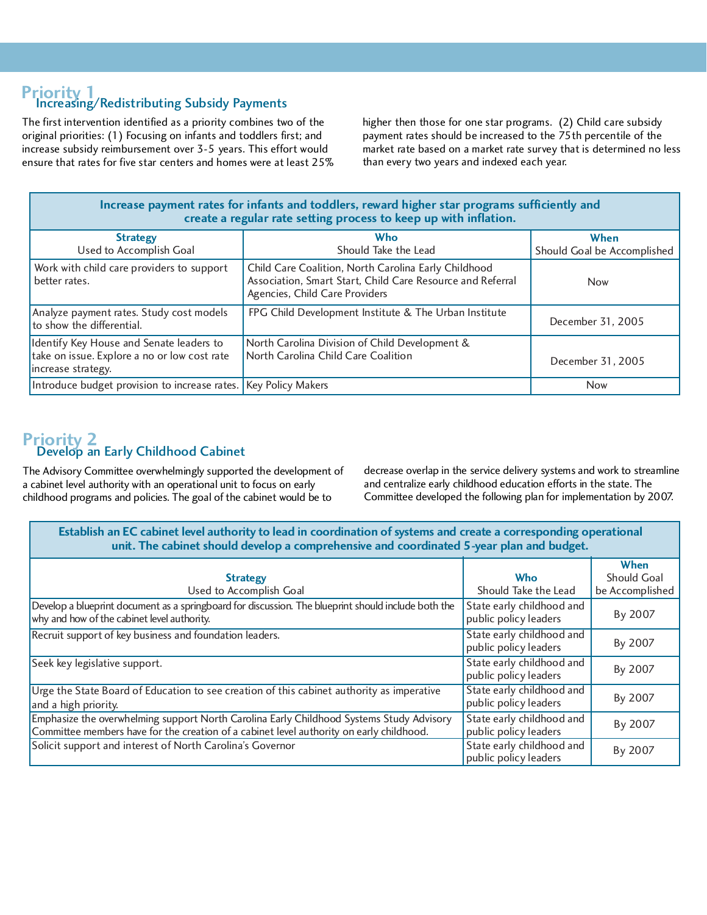## Priority 1

### Increasing/Redistributing Subsidy Payments

The first intervention identified as a priority combines two of the original priorities: (1) Focusing on infants and toddlers first; and increase subsidy reimbursement over 3-5 years. This effort would ensure that rates for five star centers and homes were at least 25% higher then those for one star programs. (2) Child care subsidy payment rates should be increased to the 75th percentile of the market rate based on a market rate survey that is determined no less than every two years and indexed each year.

| **Increase payment rates for infants and toddlers, reward higher star programs sufficiently and create a regular rate setting process to keep up with inflation.** | | |
|---|---|---|
| **Strategy** Used to Accomplish Goal | **Who** Should Take the Lead | **When** Should Goal be Accomplished |
| Work with child care providers to support better rates. | Child Care Coalition, North Carolina Early Childhood Association, Smart Start, Child Care Resource and Referral Agencies, Child Care Providers | Now |
| Analyze payment rates. Study cost models to show the differential. | FPG Child Development Institute & The Urban Institute | December 31, 2005 |
| Identify Key House and Senate leaders to take on issue. Explore a no or low cost rate increase strategy. | North Carolina Division of Child Development & North Carolina Child Care Coalition | December 31, 2005 |
| Introduce budget provision to increase rates. | Key Policy Makers | Now |

## Priority 2

### Develop an Early Childhood Cabinet

The Advisory Committee overwhelmingly supported the development of a cabinet level authority with an operational unit to focus on early childhood programs and policies. The goal of the cabinet would be to decrease overlap in the service delivery systems and work to streamline and centralize early childhood education efforts in the state. The Committee developed the following plan for implementation by 2007.

| **Establish an EC cabinet level authority to lead in coordination of systems and create a corresponding operational unit. The cabinet should develop a comprehensive and coordinated 5-year plan and budget.** | | |
|---|---|---|
| **Strategy** Used to Accomplish Goal | **Who** Should Take the Lead | **When** Should Goal be Accomplished |
| Develop a blueprint document as a springboard for discussion. The blueprint should include both the why and how of the cabinet level authority. | State early childhood and public policy leaders | By 2007 |
| Recruit support of key business and foundation leaders. | State early childhood and public policy leaders | By 2007 |
| Seek key legislative support. | State early childhood and public policy leaders | By 2007 |
| Urge the State Board of Education to see creation of this cabinet authority as imperative and a high priority. | State early childhood and public policy leaders | By 2007 |
| Emphasize the overwhelming support North Carolina Early Childhood Systems Study Advisory Committee members have for the creation of a cabinet level authority on early childhood. | State early childhood and public policy leaders | By 2007 |
| Solicit support and interest of North Carolina's Governor | State early childhood and public policy leaders | By 2007 |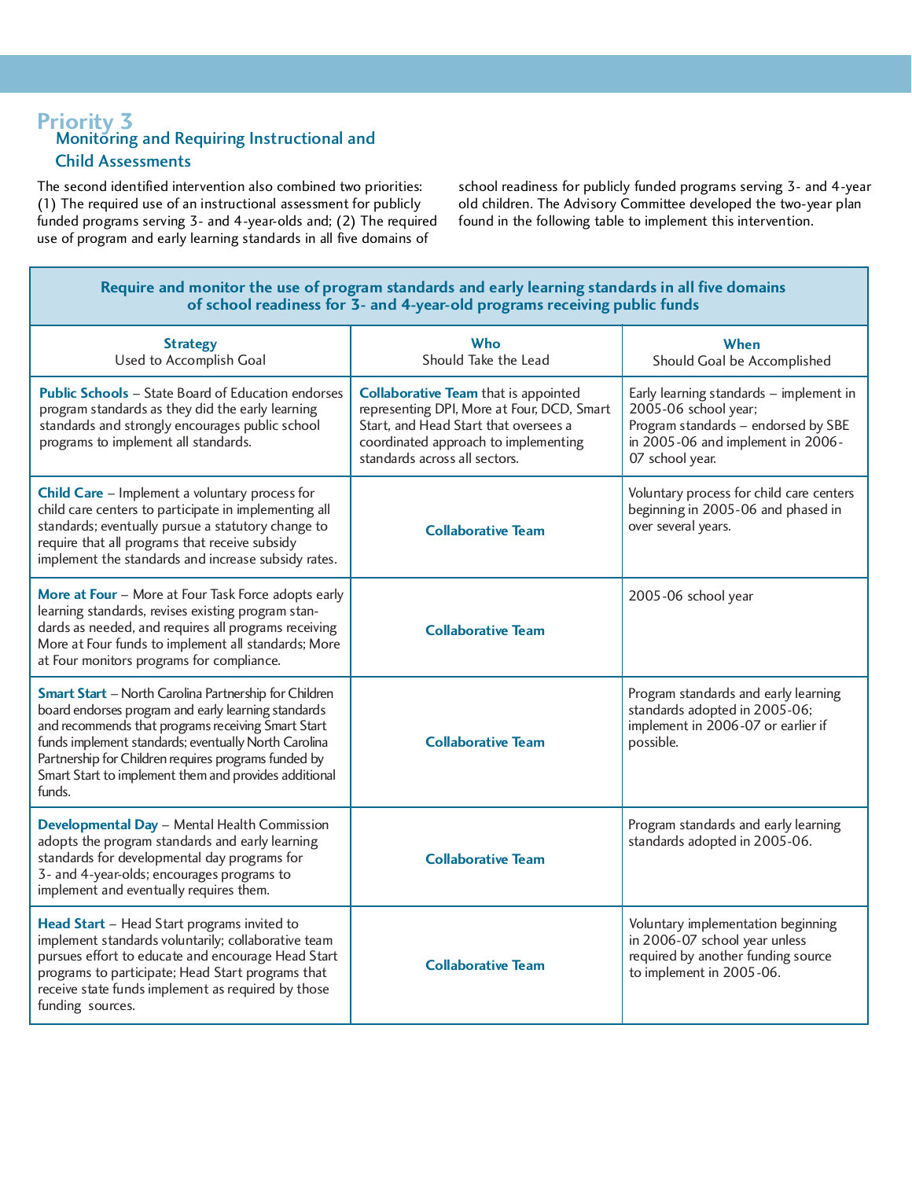## Priority 3

### Monitoring and Requiring Instructional and Child Assessments

The second identified intervention also combined two priorities: (1) The required use of an instructional assessment for publicly funded programs serving 3- and 4-year-olds and; (2) The required use of program and early learning standards in all five domains of school readiness for publicly funded programs serving 3- and 4-year old children. The Advisory Committee developed the two-year plan found in the following table to implement this intervention.

| Require and monitor the use of program standards and early learning standards in all five domains of school readiness for 3- and 4-year-old programs receiving public funds | | |
|---|---|---|
| **Strategy** Used to Accomplish Goal | **Who** Should Take the Lead | **When** Should Goal be Accomplished |
| **Public Schools** – State Board of Education endorses program standards as they did the early learning standards and strongly encourages public school programs to implement all standards. | **Collaborative Team** that is appointed representing DPI, More at Four, DCD, Smart Start, and Head Start that oversees a coordinated approach to implementing standards across all sectors. | Early learning standards – implement in 2005-06 school year; Program standards – endorsed by SBE in 2005-06 and implement in 2006-07 school year. |
| **Child Care** – Implement a voluntary process for child care centers to participate in implementing all standards; eventually pursue a statutory change to require that all programs that receive subsidy implement the standards and increase subsidy rates. | **Collaborative Team** | Voluntary process for child care centers beginning in 2005-06 and phased in over several years. |
| **More at Four** – More at Four Task Force adopts early learning standards, revises existing program standards as needed, and requires all programs receiving More at Four funds to implement all standards; More at Four monitors programs for compliance. | **Collaborative Team** | 2005-06 school year |
| **Smart Start** – North Carolina Partnership for Children board endorses program and early learning standards and recommends that programs receiving Smart Start funds implement standards; eventually North Carolina Partnership for Children requires programs funded by Smart Start to implement them and provides additional funds. | **Collaborative Team** | Program standards and early learning standards adopted in 2005-06; implement in 2006-07 or earlier if possible. |
| **Developmental Day** – Mental Health Commission adopts the program standards and early learning standards for developmental day programs for 3- and 4-year-olds; encourages programs to implement and eventually requires them. | **Collaborative Team** | Program standards and early learning standards adopted in 2005-06. |
| **Head Start** – Head Start programs invited to implement standards voluntarily; collaborative team pursues effort to educate and encourage Head Start programs to participate; Head Start programs that receive state funds implement as required by those funding sources. | **Collaborative Team** | Voluntary implementation beginning in 2006-07 school year unless required by another funding source to implement in 2005-06. |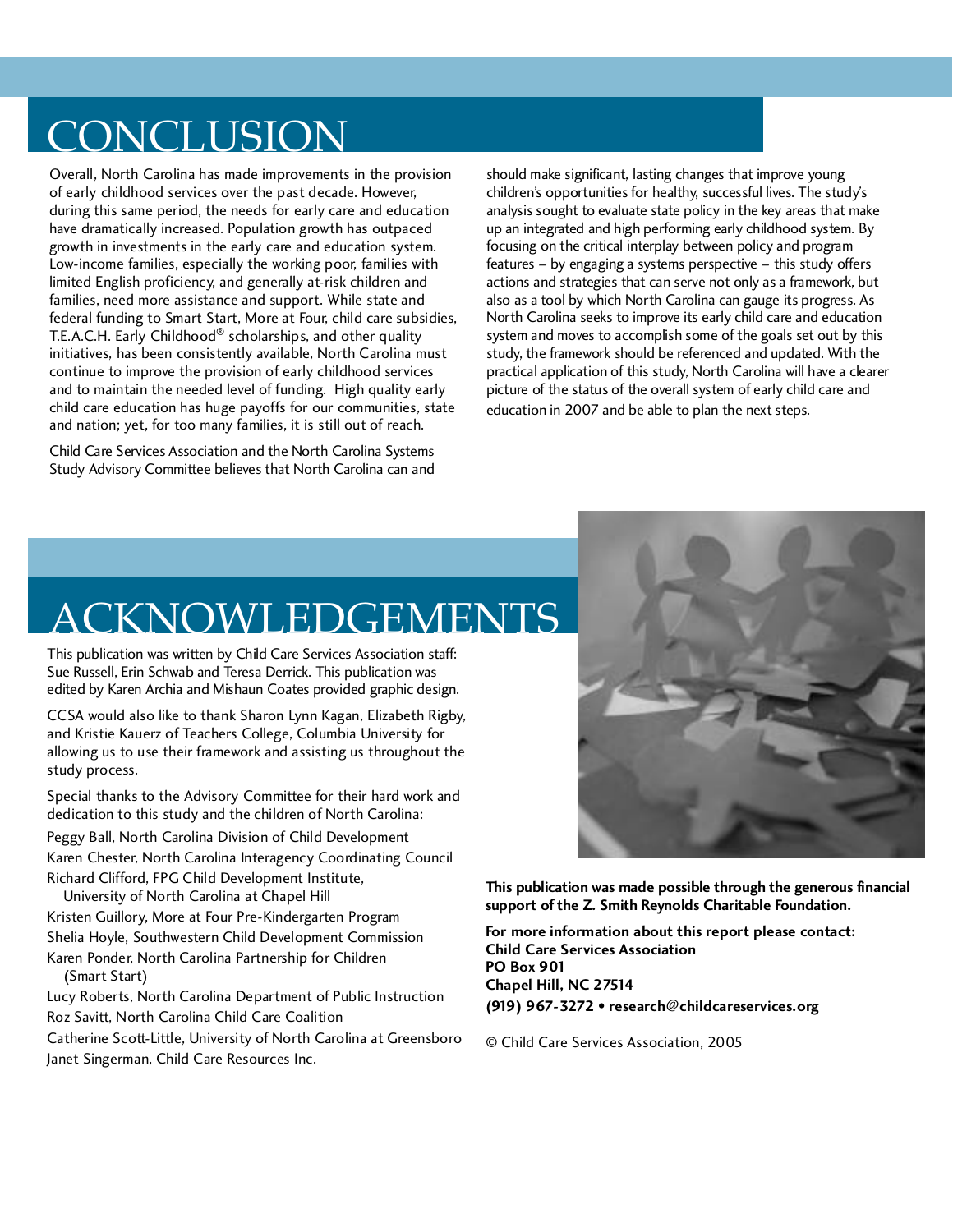# CONCLUSION

Overall, North Carolina has made improvements in the provision of early childhood services over the past decade. However, during this same period, the needs for early care and education have dramatically increased. Population growth has outpaced growth in investments in the early care and education system. Low-income families, especially the working poor, families with limited English proficiency, and generally at-risk children and families, need more assistance and support. While state and federal funding to Smart Start, More at Four, child care subsidies, T.E.A.C.H. Early Childhood® scholarships, and other quality initiatives, has been consistently available, North Carolina must continue to improve the provision of early childhood services and to maintain the needed level of funding. High quality early child care education has huge payoffs for our communities, state and nation; yet, for too many families, it is still out of reach.

Child Care Services Association and the North Carolina Systems Study Advisory Committee believes that North Carolina can and should make significant, lasting changes that improve young children's opportunities for healthy, successful lives. The study's analysis sought to evaluate state policy in the key areas that make up an integrated and high performing early childhood system. By focusing on the critical interplay between policy and program features – by engaging a systems perspective – this study offers actions and strategies that can serve not only as a framework, but also as a tool by which North Carolina can gauge its progress. As North Carolina seeks to improve its early child care and education system and moves to accomplish some of the goals set out by this study, the framework should be referenced and updated. With the practical application of this study, North Carolina will have a clearer picture of the status of the overall system of early child care and education in 2007 and be able to plan the next steps.

# ACKNOWLEDGEMENTS

This publication was written by Child Care Services Association staff: Sue Russell, Erin Schwab and Teresa Derrick. This publication was edited by Karen Archia and Mishaun Coates provided graphic design.

CCSA would also like to thank Sharon Lynn Kagan, Elizabeth Rigby, and Kristie Kauerz of Teachers College, Columbia University for allowing us to use their framework and assisting us throughout the study process.

Special thanks to the Advisory Committee for their hard work and dedication to this study and the children of North Carolina:

Peggy Ball, North Carolina Division of Child Development
Karen Chester, North Carolina Interagency Coordinating Council
Richard Clifford, FPG Child Development Institute, University of North Carolina at Chapel Hill
Kristen Guillory, More at Four Pre-Kindergarten Program
Shelia Hoyle, Southwestern Child Development Commission
Karen Ponder, North Carolina Partnership for Children (Smart Start)
Lucy Roberts, North Carolina Department of Public Instruction
Roz Savitt, North Carolina Child Care Coalition
Catherine Scott-Little, University of North Carolina at Greensboro
Janet Singerman, Child Care Resources Inc.

**This publication was made possible through the generous financial support of the Z. Smith Reynolds Charitable Foundation.**

**For more information about this report please contact:**
**Child Care Services Association**
**PO Box 901**
**Chapel Hill, NC 27514**
**(919) 967-3272 • research@childcareservices.org**

© Child Care Services Association, 2005